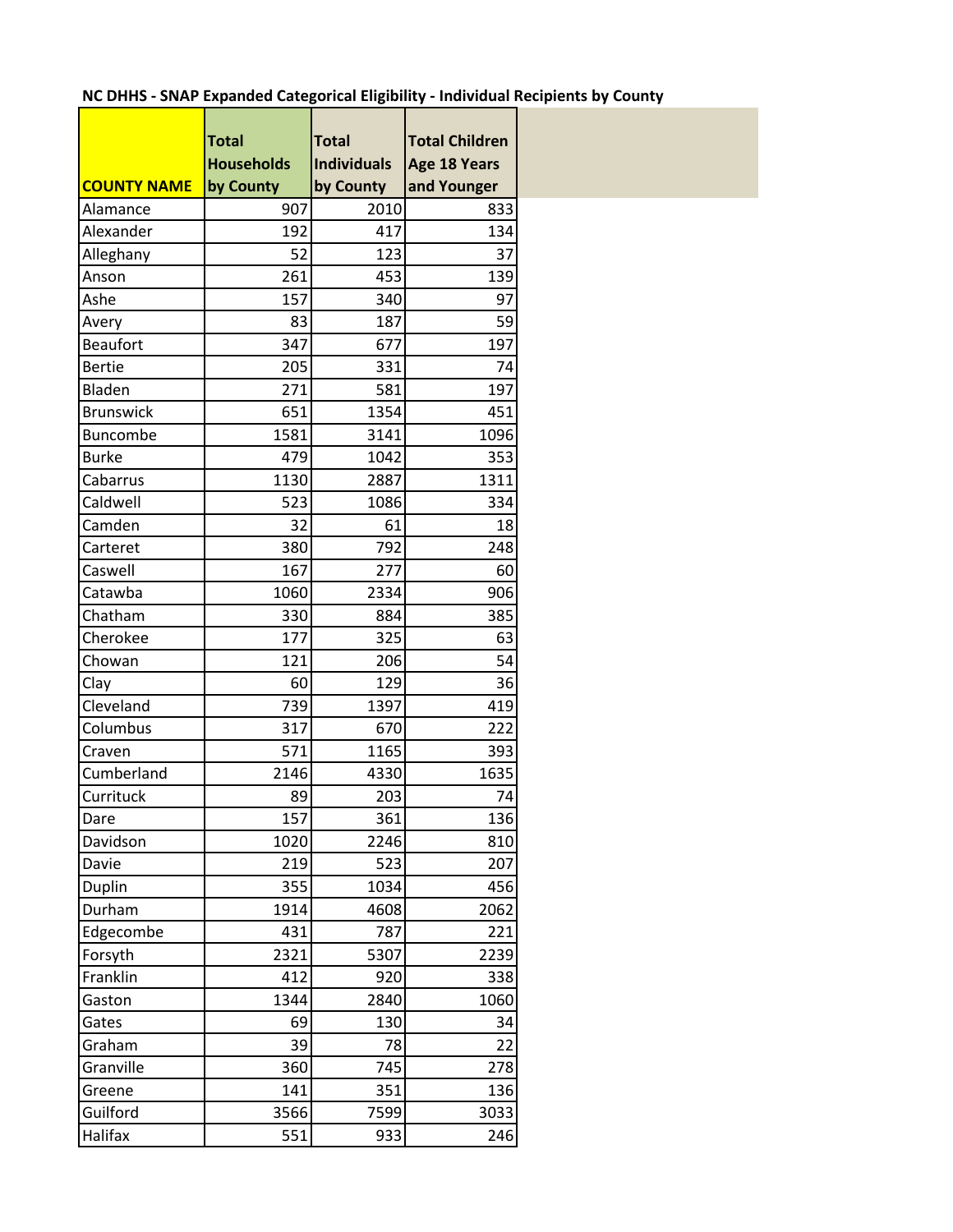**NC DHHS - SNAP Expanded Categorical Eligibility - Individual Recipients by County**

| COUNTY NAME | Total Households by County | Total Individuals by County | Total Children Age 18 Years and Younger |
|---|---|---|---|
| Alamance | 907 | 2010 | 833 |
| Alexander | 192 | 417 | 134 |
| Alleghany | 52 | 123 | 37 |
| Anson | 261 | 453 | 139 |
| Ashe | 157 | 340 | 97 |
| Avery | 83 | 187 | 59 |
| Beaufort | 347 | 677 | 197 |
| Bertie | 205 | 331 | 74 |
| Bladen | 271 | 581 | 197 |
| Brunswick | 651 | 1354 | 451 |
| Buncombe | 1581 | 3141 | 1096 |
| Burke | 479 | 1042 | 353 |
| Cabarrus | 1130 | 2887 | 1311 |
| Caldwell | 523 | 1086 | 334 |
| Camden | 32 | 61 | 18 |
| Carteret | 380 | 792 | 248 |
| Caswell | 167 | 277 | 60 |
| Catawba | 1060 | 2334 | 906 |
| Chatham | 330 | 884 | 385 |
| Cherokee | 177 | 325 | 63 |
| Chowan | 121 | 206 | 54 |
| Clay | 60 | 129 | 36 |
| Cleveland | 739 | 1397 | 419 |
| Columbus | 317 | 670 | 222 |
| Craven | 571 | 1165 | 393 |
| Cumberland | 2146 | 4330 | 1635 |
| Currituck | 89 | 203 | 74 |
| Dare | 157 | 361 | 136 |
| Davidson | 1020 | 2246 | 810 |
| Davie | 219 | 523 | 207 |
| Duplin | 355 | 1034 | 456 |
| Durham | 1914 | 4608 | 2062 |
| Edgecombe | 431 | 787 | 221 |
| Forsyth | 2321 | 5307 | 2239 |
| Franklin | 412 | 920 | 338 |
| Gaston | 1344 | 2840 | 1060 |
| Gates | 69 | 130 | 34 |
| Graham | 39 | 78 | 22 |
| Granville | 360 | 745 | 278 |
| Greene | 141 | 351 | 136 |
| Guilford | 3566 | 7599 | 3033 |
| Halifax | 551 | 933 | 246 |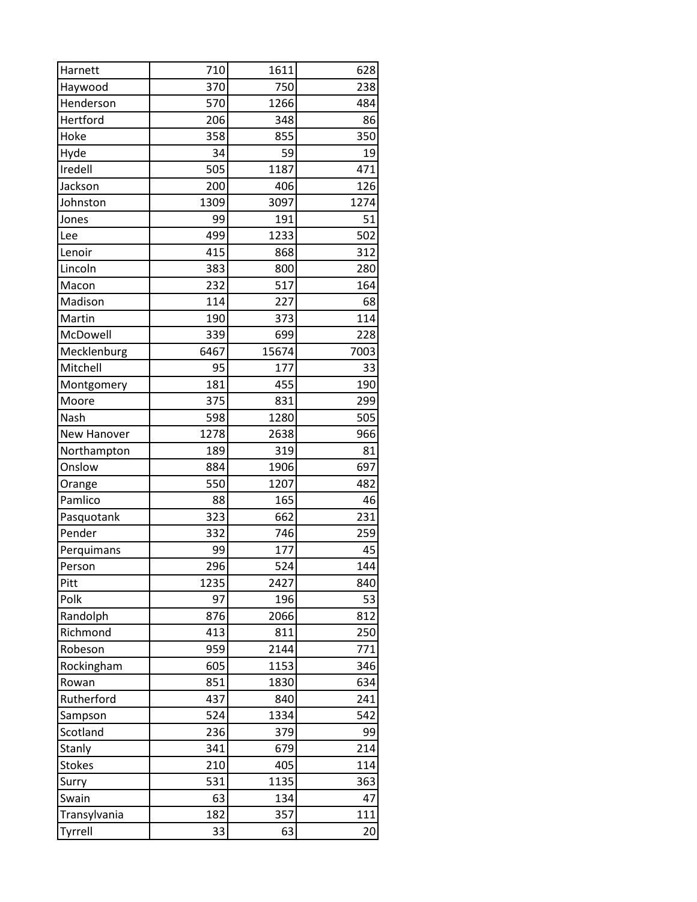| | | | |
|---|---|---|---|
| Harnett | 710 | 1611 | 628 |
| Haywood | 370 | 750 | 238 |
| Henderson | 570 | 1266 | 484 |
| Hertford | 206 | 348 | 86 |
| Hoke | 358 | 855 | 350 |
| Hyde | 34 | 59 | 19 |
| Iredell | 505 | 1187 | 471 |
| Jackson | 200 | 406 | 126 |
| Johnston | 1309 | 3097 | 1274 |
| Jones | 99 | 191 | 51 |
| Lee | 499 | 1233 | 502 |
| Lenoir | 415 | 868 | 312 |
| Lincoln | 383 | 800 | 280 |
| Macon | 232 | 517 | 164 |
| Madison | 114 | 227 | 68 |
| Martin | 190 | 373 | 114 |
| McDowell | 339 | 699 | 228 |
| Mecklenburg | 6467 | 15674 | 7003 |
| Mitchell | 95 | 177 | 33 |
| Montgomery | 181 | 455 | 190 |
| Moore | 375 | 831 | 299 |
| Nash | 598 | 1280 | 505 |
| New Hanover | 1278 | 2638 | 966 |
| Northampton | 189 | 319 | 81 |
| Onslow | 884 | 1906 | 697 |
| Orange | 550 | 1207 | 482 |
| Pamlico | 88 | 165 | 46 |
| Pasquotank | 323 | 662 | 231 |
| Pender | 332 | 746 | 259 |
| Perquimans | 99 | 177 | 45 |
| Person | 296 | 524 | 144 |
| Pitt | 1235 | 2427 | 840 |
| Polk | 97 | 196 | 53 |
| Randolph | 876 | 2066 | 812 |
| Richmond | 413 | 811 | 250 |
| Robeson | 959 | 2144 | 771 |
| Rockingham | 605 | 1153 | 346 |
| Rowan | 851 | 1830 | 634 |
| Rutherford | 437 | 840 | 241 |
| Sampson | 524 | 1334 | 542 |
| Scotland | 236 | 379 | 99 |
| Stanly | 341 | 679 | 214 |
| Stokes | 210 | 405 | 114 |
| Surry | 531 | 1135 | 363 |
| Swain | 63 | 134 | 47 |
| Transylvania | 182 | 357 | 111 |
| Tyrrell | 33 | 63 | 20 |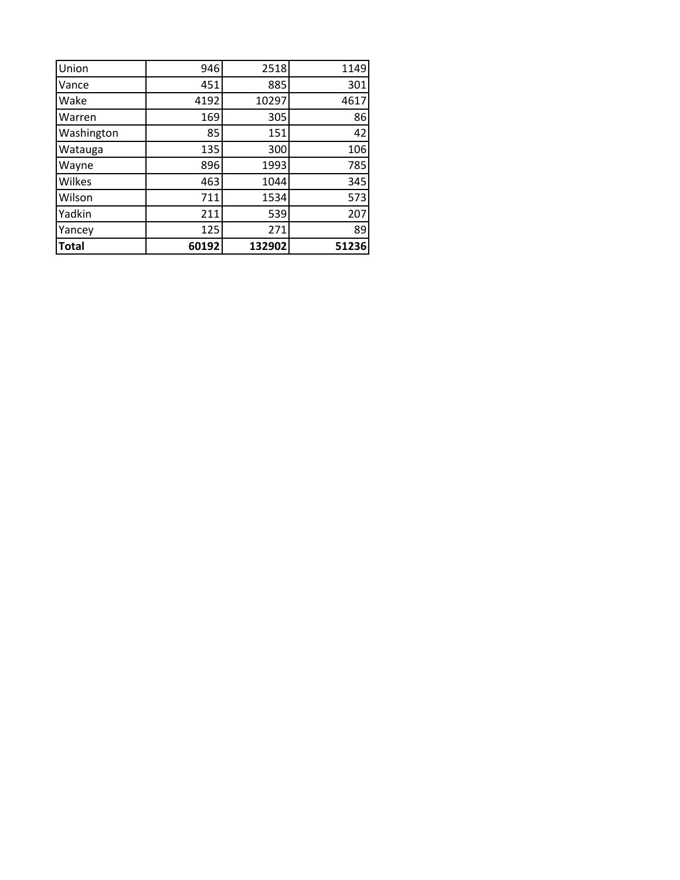| | | | |
|---|---|---|---|
| Union | 946 | 2518 | 1149 |
| Vance | 451 | 885 | 301 |
| Wake | 4192 | 10297 | 4617 |
| Warren | 169 | 305 | 86 |
| Washington | 85 | 151 | 42 |
| Watauga | 135 | 300 | 106 |
| Wayne | 896 | 1993 | 785 |
| Wilkes | 463 | 1044 | 345 |
| Wilson | 711 | 1534 | 573 |
| Yadkin | 211 | 539 | 207 |
| Yancey | 125 | 271 | 89 |
| **Total** | **60192** | **132902** | **51236** |